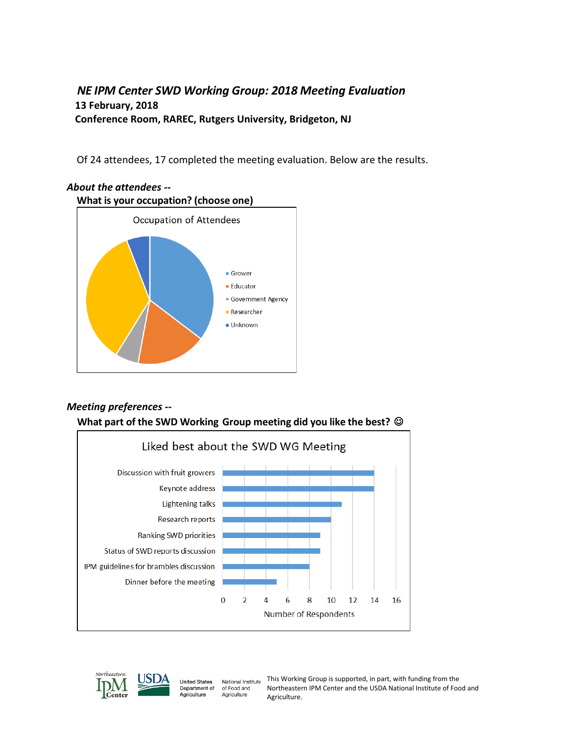### *NE IPM Center SWD Working Group: 2018 Meeting Evaluation*

**13 February, 2018**

**Conference Room, RAREC, Rutgers University, Bridgeton, NJ**

Of 24 attendees, 17 completed the meeting evaluation. Below are the results.

***About the attendees --***

**What is your occupation? (choose one)**

Occupation of Attendees

- Grower
- Educator
- Government Agency
- Researcher
- Unknown

***Meeting preferences --***

**What part of the SWD Working Group meeting did you like the best? ☺**

Liked best about the SWD WG Meeting

| Item | Number of Respondents |
|---|---|
| Discussion with fruit growers | 14 |
| Keynote address | 14 |
| Lightening talks | 11 |
| Research reports | 10 |
| Ranking SWD priorities | 9 |
| Status of SWD reports discussion | 9 |
| IPM guidelines for brambles discussion | 8 |
| Dinner before the meeting | 5 |

This Working Group is supported, in part, with funding from the Northeastern IPM Center and the USDA National Institute of Food and Agriculture.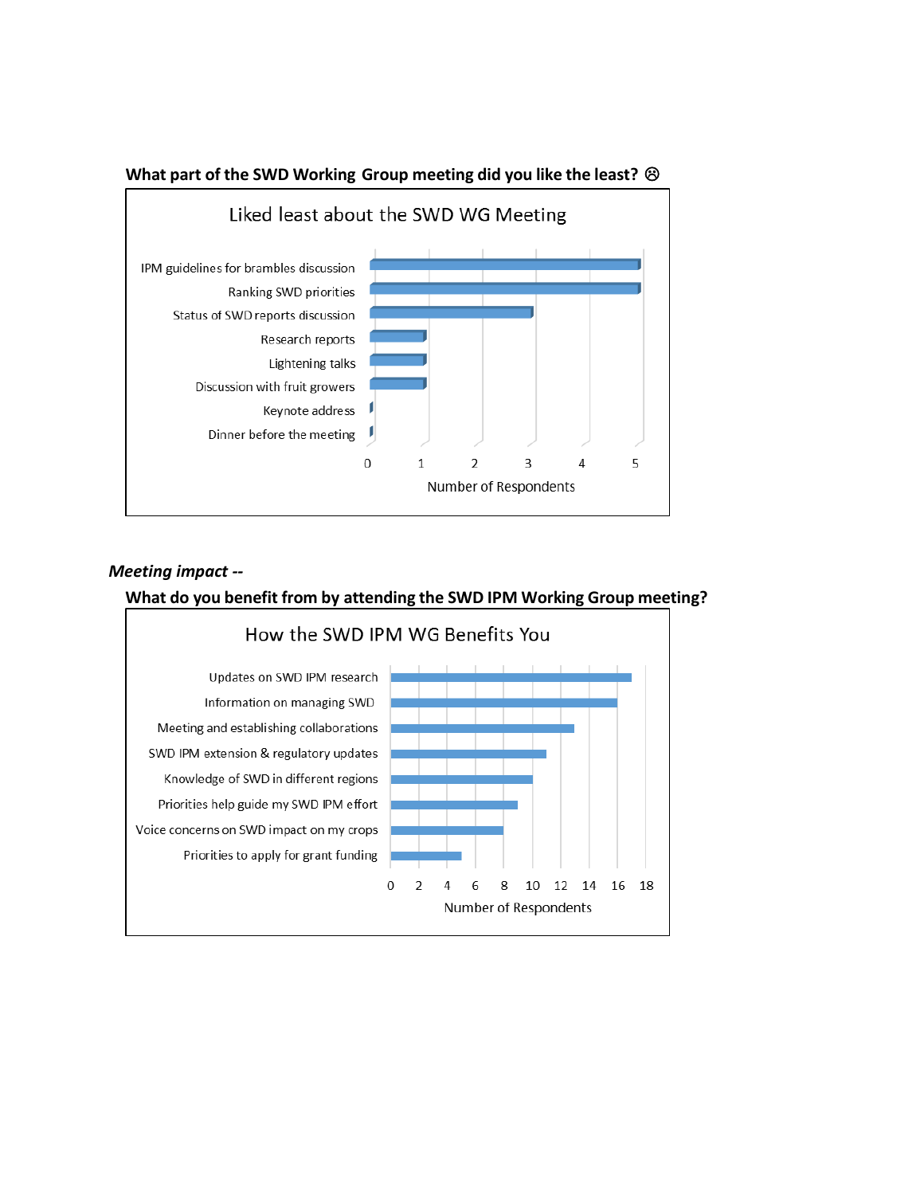**What part of the SWD Working Group meeting did you like the least? ☹**

Liked least about the SWD WG Meeting

| Item | Number of Respondents |
|---|---|
| IPM guidelines for brambles discussion | 5 |
| Ranking SWD priorities | 5 |
| Status of SWD reports discussion | 3 |
| Research reports | 1 |
| Lightening talks | 1 |
| Discussion with fruit growers | 1 |
| Keynote address | 0 |
| Dinner before the meeting | 0 |

***Meeting impact --***

**What do you benefit from by attending the SWD IPM Working Group meeting?**

How the SWD IPM WG Benefits You

| Item | Number of Respondents |
|---|---|
| Updates on SWD IPM research | 17 |
| Information on managing SWD | 16 |
| Meeting and establishing collaborations | 13 |
| SWD IPM extension & regulatory updates | 11 |
| Knowledge of SWD in different regions | 10 |
| Priorities help guide my SWD IPM effort | 9 |
| Voice concerns on SWD impact on my crops | 8 |
| Priorities to apply for grant funding | 5 |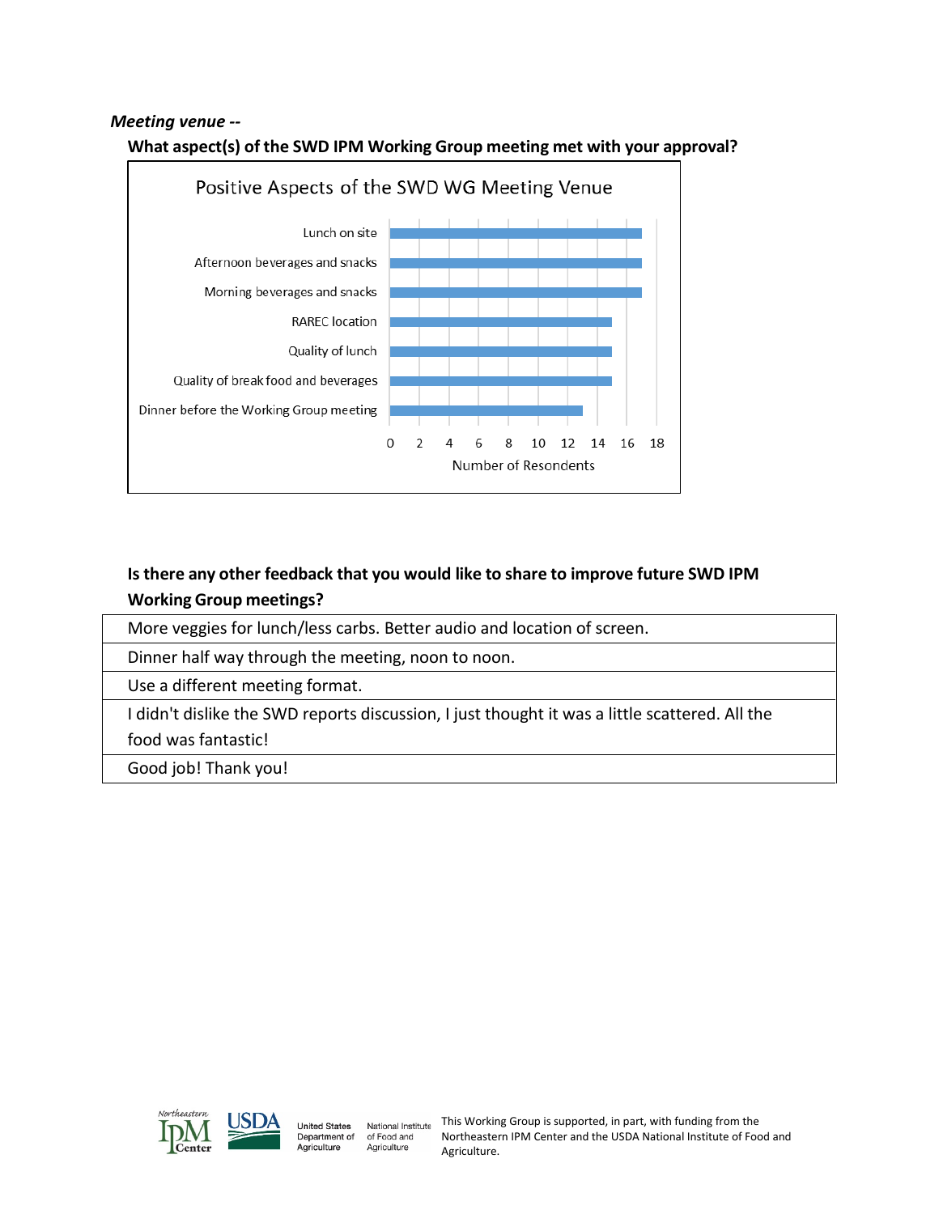***Meeting venue --***

**What aspect(s) of the SWD IPM Working Group meeting met with your approval?**

Positive Aspects of the SWD WG Meeting Venue

Lunch on site
Afternoon beverages and snacks
Morning beverages and snacks
RAREC location
Quality of lunch
Quality of break food and beverages
Dinner before the Working Group meeting

0 2 4 6 8 10 12 14 16 18

Number of Resondents

**Is there any other feedback that you would like to share to improve future SWD IPM Working Group meetings?**

| |
|---|
| More veggies for lunch/less carbs. Better audio and location of screen. |
| Dinner half way through the meeting, noon to noon. |
| Use a different meeting format. |
| I didn't dislike the SWD reports discussion, I just thought it was a little scattered. All the food was fantastic! |
| Good job! Thank you! |

This Working Group is supported, in part, with funding from the Northeastern IPM Center and the USDA National Institute of Food and Agriculture.